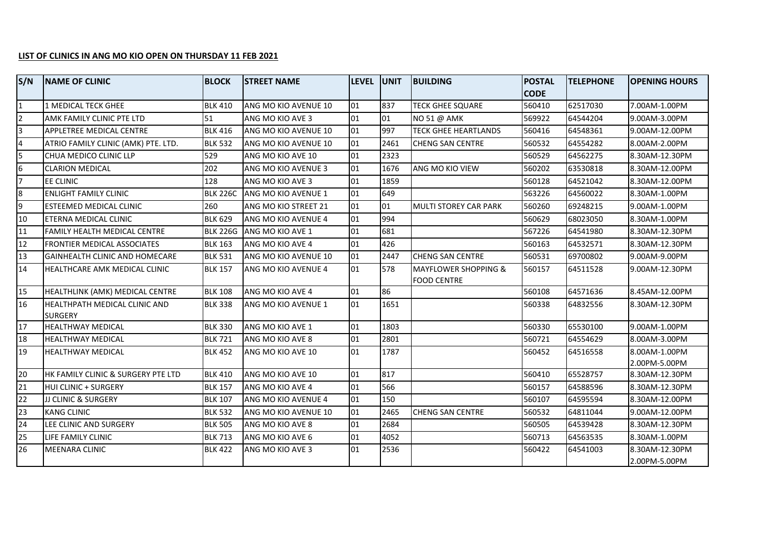**LIST OF CLINICS IN ANG MO KIO OPEN ON THURSDAY 11 FEB 2021**

| S/N | NAME OF CLINIC | BLOCK | STREET NAME | LEVEL | UNIT | BUILDING | POSTAL CODE | TELEPHONE | OPENING HOURS |
|---|---|---|---|---|---|---|---|---|---|
| 1 | 1 MEDICAL TECK GHEE | BLK 410 | ANG MO KIO AVENUE 10 | 01 | 837 | TECK GHEE SQUARE | 560410 | 62517030 | 7.00AM-1.00PM |
| 2 | AMK FAMILY CLINIC PTE LTD | 51 | ANG MO KIO AVE 3 | 01 | 01 | NO 51 @ AMK | 569922 | 64544204 | 9.00AM-3.00PM |
| 3 | APPLETREE MEDICAL CENTRE | BLK 416 | ANG MO KIO AVENUE 10 | 01 | 997 | TECK GHEE HEARTLANDS | 560416 | 64548361 | 9.00AM-12.00PM |
| 4 | ATRIO FAMILY CLINIC (AMK) PTE. LTD. | BLK 532 | ANG MO KIO AVENUE 10 | 01 | 2461 | CHENG SAN CENTRE | 560532 | 64554282 | 8.00AM-2.00PM |
| 5 | CHUA MEDICO CLINIC LLP | 529 | ANG MO KIO AVE 10 | 01 | 2323 | | 560529 | 64562275 | 8.30AM-12.30PM |
| 6 | CLARION MEDICAL | 202 | ANG MO KIO AVENUE 3 | 01 | 1676 | ANG MO KIO VIEW | 560202 | 63530818 | 8.30AM-12.00PM |
| 7 | EE CLINIC | 128 | ANG MO KIO AVE 3 | 01 | 1859 | | 560128 | 64521042 | 8.30AM-12.00PM |
| 8 | ENLIGHT FAMILY CLINIC | BLK 226C | ANG MO KIO AVENUE 1 | 01 | 649 | | 563226 | 64560022 | 8.30AM-1.00PM |
| 9 | ESTEEMED MEDICAL CLINIC | 260 | ANG MO KIO STREET 21 | 01 | 01 | MULTI STOREY CAR PARK | 560260 | 69248215 | 9.00AM-1.00PM |
| 10 | ETERNA MEDICAL CLINIC | BLK 629 | ANG MO KIO AVENUE 4 | 01 | 994 | | 560629 | 68023050 | 8.30AM-1.00PM |
| 11 | FAMILY HEALTH MEDICAL CENTRE | BLK 226G | ANG MO KIO AVE 1 | 01 | 681 | | 567226 | 64541980 | 8.30AM-12.30PM |
| 12 | FRONTIER MEDICAL ASSOCIATES | BLK 163 | ANG MO KIO AVE 4 | 01 | 426 | | 560163 | 64532571 | 8.30AM-12.30PM |
| 13 | GAINHEALTH CLINIC AND HOMECARE | BLK 531 | ANG MO KIO AVENUE 10 | 01 | 2447 | CHENG SAN CENTRE | 560531 | 69700802 | 9.00AM-9.00PM |
| 14 | HEALTHCARE AMK MEDICAL CLINIC | BLK 157 | ANG MO KIO AVENUE 4 | 01 | 578 | MAYFLOWER SHOPPING & FOOD CENTRE | 560157 | 64511528 | 9.00AM-12.30PM |
| 15 | HEALTHLINK (AMK) MEDICAL CENTRE | BLK 108 | ANG MO KIO AVE 4 | 01 | 86 | | 560108 | 64571636 | 8.45AM-12.00PM |
| 16 | HEALTHPATH MEDICAL CLINIC AND SURGERY | BLK 338 | ANG MO KIO AVENUE 1 | 01 | 1651 | | 560338 | 64832556 | 8.30AM-12.30PM |
| 17 | HEALTHWAY MEDICAL | BLK 330 | ANG MO KIO AVE 1 | 01 | 1803 | | 560330 | 65530100 | 9.00AM-1.00PM |
| 18 | HEALTHWAY MEDICAL | BLK 721 | ANG MO KIO AVE 8 | 01 | 2801 | | 560721 | 64554629 | 8.00AM-3.00PM |
| 19 | HEALTHWAY MEDICAL | BLK 452 | ANG MO KIO AVE 10 | 01 | 1787 | | 560452 | 64516558 | 8.00AM-1.00PM 2.00PM-5.00PM |
| 20 | HK FAMILY CLINIC & SURGERY PTE LTD | BLK 410 | ANG MO KIO AVE 10 | 01 | 817 | | 560410 | 65528757 | 8.30AM-12.30PM |
| 21 | HUI CLINIC + SURGERY | BLK 157 | ANG MO KIO AVE 4 | 01 | 566 | | 560157 | 64588596 | 8.30AM-12.30PM |
| 22 | JJ CLINIC & SURGERY | BLK 107 | ANG MO KIO AVENUE 4 | 01 | 150 | | 560107 | 64595594 | 8.30AM-12.00PM |
| 23 | KANG CLINIC | BLK 532 | ANG MO KIO AVENUE 10 | 01 | 2465 | CHENG SAN CENTRE | 560532 | 64811044 | 9.00AM-12.00PM |
| 24 | LEE CLINIC AND SURGERY | BLK 505 | ANG MO KIO AVE 8 | 01 | 2684 | | 560505 | 64539428 | 8.30AM-12.30PM |
| 25 | LIFE FAMILY CLINIC | BLK 713 | ANG MO KIO AVE 6 | 01 | 4052 | | 560713 | 64563535 | 8.30AM-1.00PM |
| 26 | MEENARA CLINIC | BLK 422 | ANG MO KIO AVE 3 | 01 | 2536 | | 560422 | 64541003 | 8.30AM-12.30PM 2.00PM-5.00PM |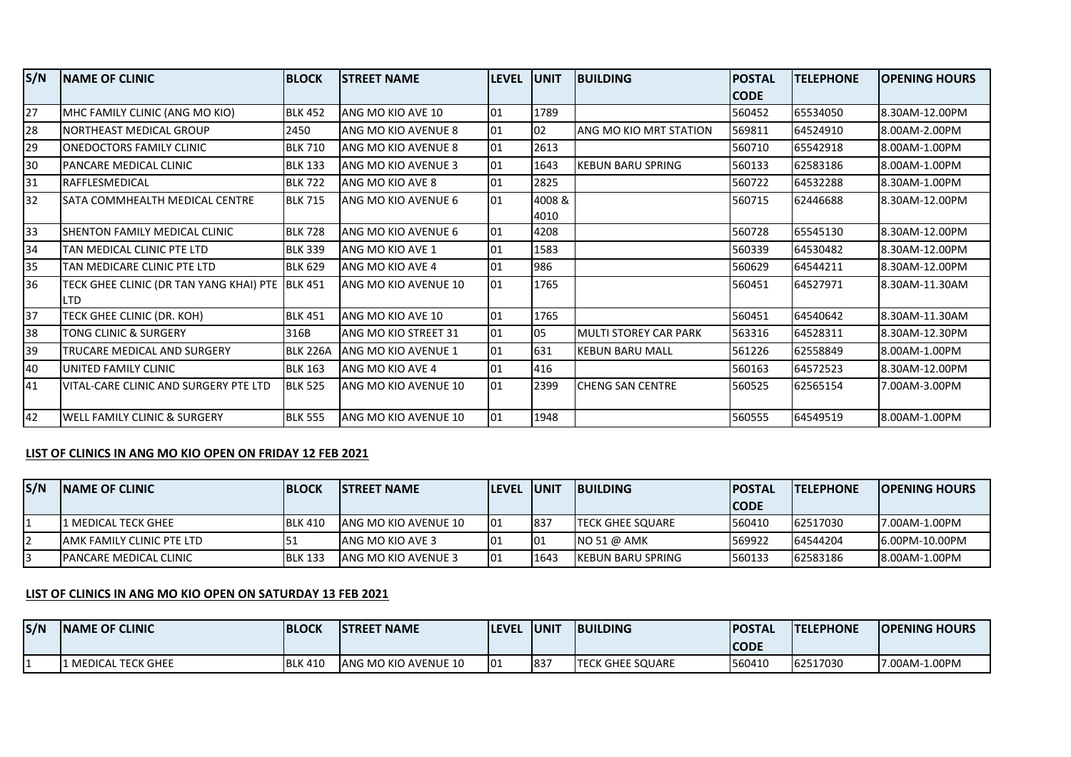| S/N | NAME OF CLINIC | BLOCK | STREET NAME | LEVEL | UNIT | BUILDING | POSTAL CODE | TELEPHONE | OPENING HOURS |
|---|---|---|---|---|---|---|---|---|---|
| 27 | MHC FAMILY CLINIC (ANG MO KIO) | BLK 452 | ANG MO KIO AVE 10 | 01 | 1789 | | 560452 | 65534050 | 8.30AM-12.00PM |
| 28 | NORTHEAST MEDICAL GROUP | 2450 | ANG MO KIO AVENUE 8 | 01 | 02 | ANG MO KIO MRT STATION | 569811 | 64524910 | 8.00AM-2.00PM |
| 29 | ONEDOCTORS FAMILY CLINIC | BLK 710 | ANG MO KIO AVENUE 8 | 01 | 2613 | | 560710 | 65542918 | 8.00AM-1.00PM |
| 30 | PANCARE MEDICAL CLINIC | BLK 133 | ANG MO KIO AVENUE 3 | 01 | 1643 | KEBUN BARU SPRING | 560133 | 62583186 | 8.00AM-1.00PM |
| 31 | RAFFLESMEDICAL | BLK 722 | ANG MO KIO AVE 8 | 01 | 2825 | | 560722 | 64532288 | 8.30AM-1.00PM |
| 32 | SATA COMMHEALTH MEDICAL CENTRE | BLK 715 | ANG MO KIO AVENUE 6 | 01 | 4008 & 4010 | | 560715 | 62446688 | 8.30AM-12.00PM |
| 33 | SHENTON FAMILY MEDICAL CLINIC | BLK 728 | ANG MO KIO AVENUE 6 | 01 | 4208 | | 560728 | 65545130 | 8.30AM-12.00PM |
| 34 | TAN MEDICAL CLINIC PTE LTD | BLK 339 | ANG MO KIO AVE 1 | 01 | 1583 | | 560339 | 64530482 | 8.30AM-12.00PM |
| 35 | TAN MEDICARE CLINIC PTE LTD | BLK 629 | ANG MO KIO AVE 4 | 01 | 986 | | 560629 | 64544211 | 8.30AM-12.00PM |
| 36 | TECK GHEE CLINIC (DR TAN YANG KHAI) PTE LTD | BLK 451 | ANG MO KIO AVENUE 10 | 01 | 1765 | | 560451 | 64527971 | 8.30AM-11.30AM |
| 37 | TECK GHEE CLINIC (DR. KOH) | BLK 451 | ANG MO KIO AVE 10 | 01 | 1765 | | 560451 | 64540642 | 8.30AM-11.30AM |
| 38 | TONG CLINIC & SURGERY | 316B | ANG MO KIO STREET 31 | 01 | 05 | MULTI STOREY CAR PARK | 563316 | 64528311 | 8.30AM-12.30PM |
| 39 | TRUCARE MEDICAL AND SURGERY | BLK 226A | ANG MO KIO AVENUE 1 | 01 | 631 | KEBUN BARU MALL | 561226 | 62558849 | 8.00AM-1.00PM |
| 40 | UNITED FAMILY CLINIC | BLK 163 | ANG MO KIO AVE 4 | 01 | 416 | | 560163 | 64572523 | 8.30AM-12.00PM |
| 41 | VITAL-CARE CLINIC AND SURGERY PTE LTD | BLK 525 | ANG MO KIO AVENUE 10 | 01 | 2399 | CHENG SAN CENTRE | 560525 | 62565154 | 7.00AM-3.00PM |
| 42 | WELL FAMILY CLINIC & SURGERY | BLK 555 | ANG MO KIO AVENUE 10 | 01 | 1948 | | 560555 | 64549519 | 8.00AM-1.00PM |

**LIST OF CLINICS IN ANG MO KIO OPEN ON FRIDAY 12 FEB 2021**

| S/N | NAME OF CLINIC | BLOCK | STREET NAME | LEVEL | UNIT | BUILDING | POSTAL CODE | TELEPHONE | OPENING HOURS |
|---|---|---|---|---|---|---|---|---|---|
| 1 | 1 MEDICAL TECK GHEE | BLK 410 | ANG MO KIO AVENUE 10 | 01 | 837 | TECK GHEE SQUARE | 560410 | 62517030 | 7.00AM-1.00PM |
| 2 | AMK FAMILY CLINIC PTE LTD | 51 | ANG MO KIO AVE 3 | 01 | 01 | NO 51 @ AMK | 569922 | 64544204 | 6.00PM-10.00PM |
| 3 | PANCARE MEDICAL CLINIC | BLK 133 | ANG MO KIO AVENUE 3 | 01 | 1643 | KEBUN BARU SPRING | 560133 | 62583186 | 8.00AM-1.00PM |

**LIST OF CLINICS IN ANG MO KIO OPEN ON SATURDAY 13 FEB 2021**

| S/N | NAME OF CLINIC | BLOCK | STREET NAME | LEVEL | UNIT | BUILDING | POSTAL CODE | TELEPHONE | OPENING HOURS |
|---|---|---|---|---|---|---|---|---|---|
| 1 | 1 MEDICAL TECK GHEE | BLK 410 | ANG MO KIO AVENUE 10 | 01 | 837 | TECK GHEE SQUARE | 560410 | 62517030 | 7.00AM-1.00PM |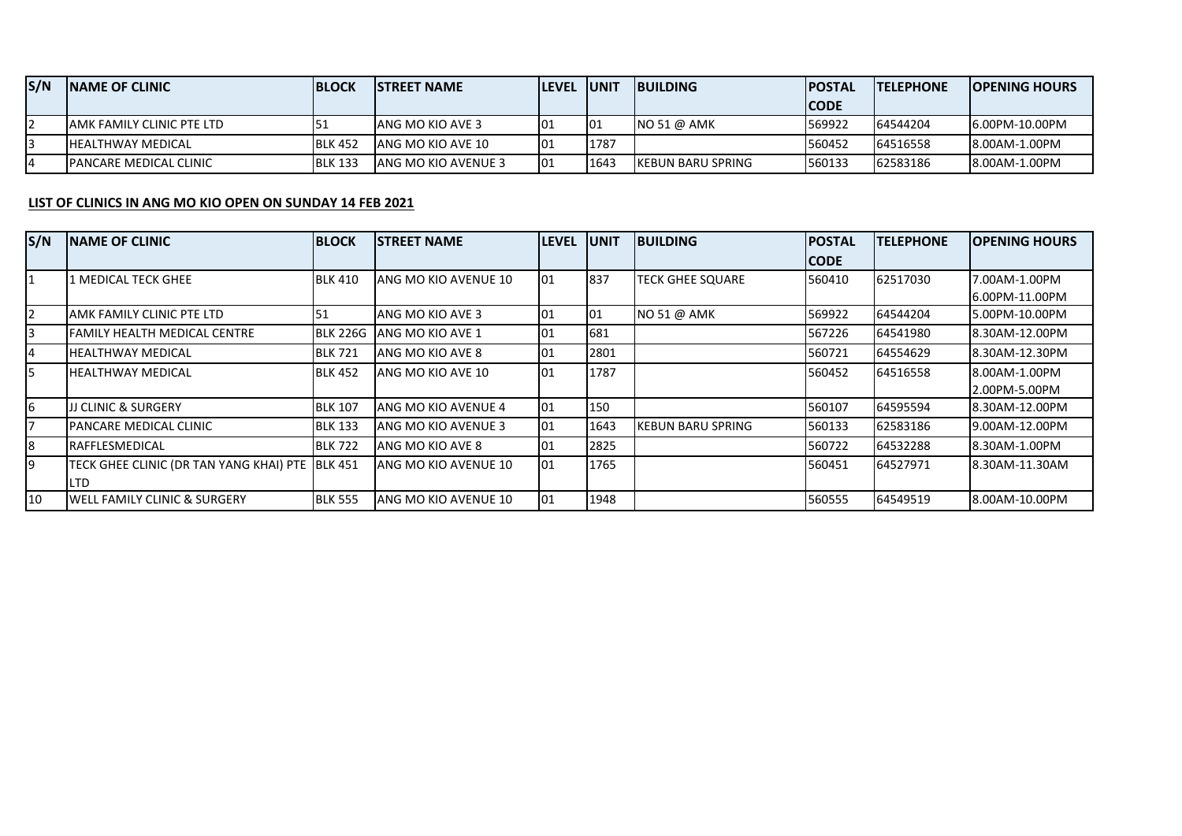| S/N | NAME OF CLINIC | BLOCK | STREET NAME | LEVEL | UNIT | BUILDING | POSTAL CODE | TELEPHONE | OPENING HOURS |
|---|---|---|---|---|---|---|---|---|---|
| 2 | AMK FAMILY CLINIC PTE LTD | 51 | ANG MO KIO AVE 3 | 01 | 01 | NO 51 @ AMK | 569922 | 64544204 | 6.00PM-10.00PM |
| 3 | HEALTHWAY MEDICAL | BLK 452 | ANG MO KIO AVE 10 | 01 | 1787 | | 560452 | 64516558 | 8.00AM-1.00PM |
| 4 | PANCARE MEDICAL CLINIC | BLK 133 | ANG MO KIO AVENUE 3 | 01 | 1643 | KEBUN BARU SPRING | 560133 | 62583186 | 8.00AM-1.00PM |

**LIST OF CLINICS IN ANG MO KIO OPEN ON SUNDAY 14 FEB 2021**

| S/N | NAME OF CLINIC | BLOCK | STREET NAME | LEVEL | UNIT | BUILDING | POSTAL CODE | TELEPHONE | OPENING HOURS |
|---|---|---|---|---|---|---|---|---|---|
| 1 | 1 MEDICAL TECK GHEE | BLK 410 | ANG MO KIO AVENUE 10 | 01 | 837 | TECK GHEE SQUARE | 560410 | 62517030 | 7.00AM-1.00PM 6.00PM-11.00PM |
| 2 | AMK FAMILY CLINIC PTE LTD | 51 | ANG MO KIO AVE 3 | 01 | 01 | NO 51 @ AMK | 569922 | 64544204 | 5.00PM-10.00PM |
| 3 | FAMILY HEALTH MEDICAL CENTRE | BLK 226G | ANG MO KIO AVE 1 | 01 | 681 | | 567226 | 64541980 | 8.30AM-12.00PM |
| 4 | HEALTHWAY MEDICAL | BLK 721 | ANG MO KIO AVE 8 | 01 | 2801 | | 560721 | 64554629 | 8.30AM-12.30PM |
| 5 | HEALTHWAY MEDICAL | BLK 452 | ANG MO KIO AVE 10 | 01 | 1787 | | 560452 | 64516558 | 8.00AM-1.00PM 2.00PM-5.00PM |
| 6 | JJ CLINIC & SURGERY | BLK 107 | ANG MO KIO AVENUE 4 | 01 | 150 | | 560107 | 64595594 | 8.30AM-12.00PM |
| 7 | PANCARE MEDICAL CLINIC | BLK 133 | ANG MO KIO AVENUE 3 | 01 | 1643 | KEBUN BARU SPRING | 560133 | 62583186 | 9.00AM-12.00PM |
| 8 | RAFFLESMEDICAL | BLK 722 | ANG MO KIO AVE 8 | 01 | 2825 | | 560722 | 64532288 | 8.30AM-1.00PM |
| 9 | TECK GHEE CLINIC (DR TAN YANG KHAI) PTE LTD | BLK 451 | ANG MO KIO AVENUE 10 | 01 | 1765 | | 560451 | 64527971 | 8.30AM-11.30AM |
| 10 | WELL FAMILY CLINIC & SURGERY | BLK 555 | ANG MO KIO AVENUE 10 | 01 | 1948 | | 560555 | 64549519 | 8.00AM-10.00PM |